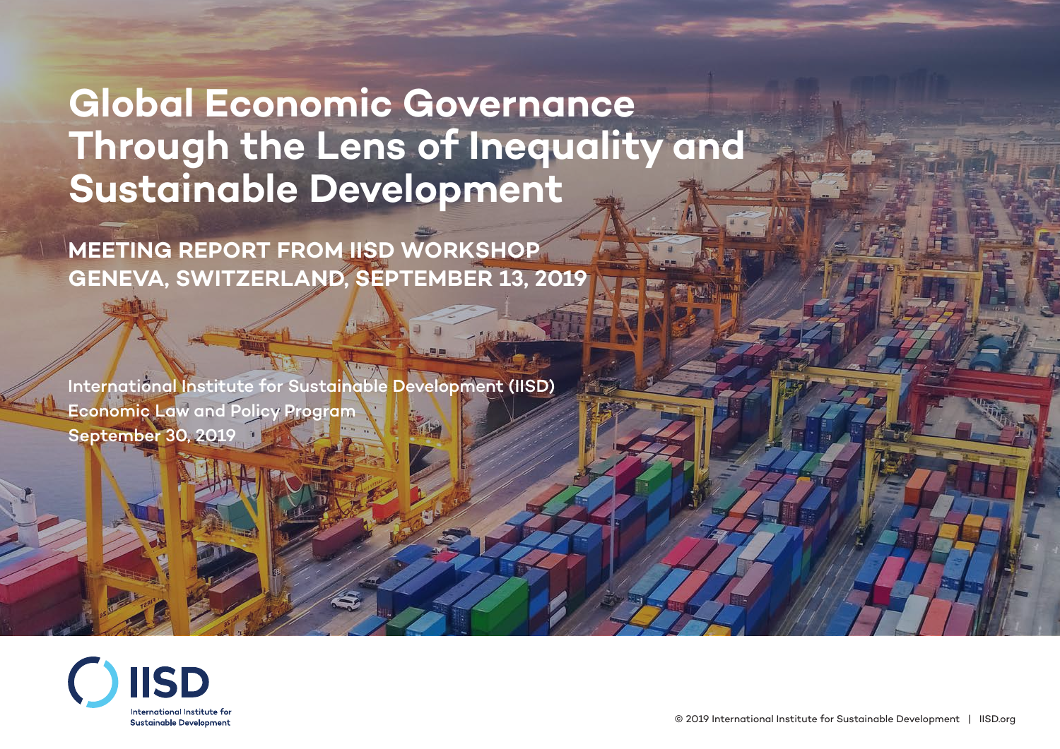# Global Economic Governance Through the Lens of Inequality and Sustainable Development

## MEETING REPORT FROM IISD WORKSHOP GENEVA, SWITZERLAND, SEPTEMBER 13, 2019

International Institute for Sustainable Development (IISD)
Economic Law and Policy Program
September 30, 2019

IISD
International Institute for Sustainable Development

© 2019 International Institute for Sustainable Development | IISD.org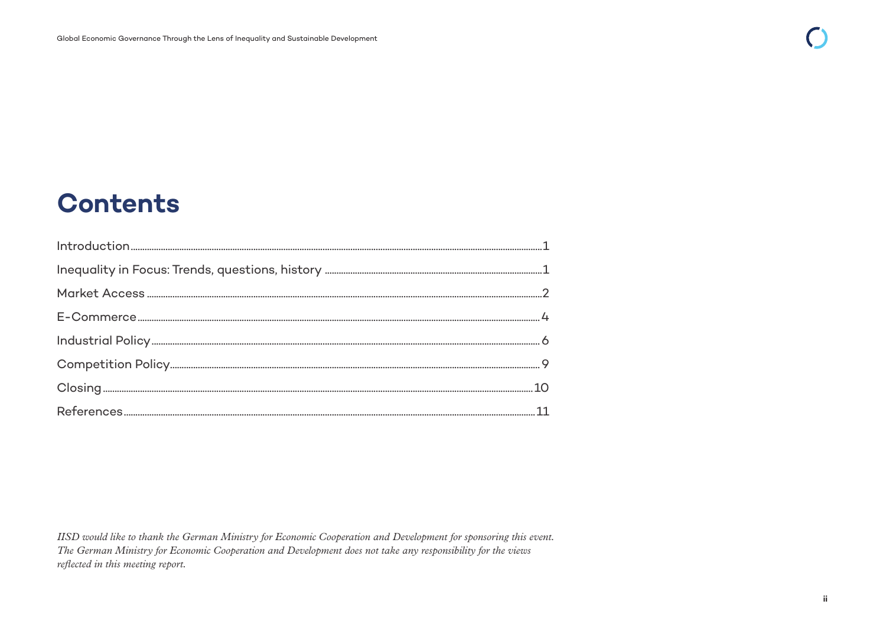# Contents

Introduction.......................................................................................................................................................1

Inequality in Focus: Trends, questions, history .......................................................................................1

Market Access ..................................................................................................................................................2

E-Commerce.......................................................................................................................................................4

Industrial Policy.................................................................................................................................................6

Competition Policy...........................................................................................................................................9

Closing ..............................................................................................................................................................10

References.........................................................................................................................................................11

*IISD would like to thank the German Ministry for Economic Cooperation and Development for sponsoring this event. The German Ministry for Economic Cooperation and Development does not take any responsibility for the views reflected in this meeting report.*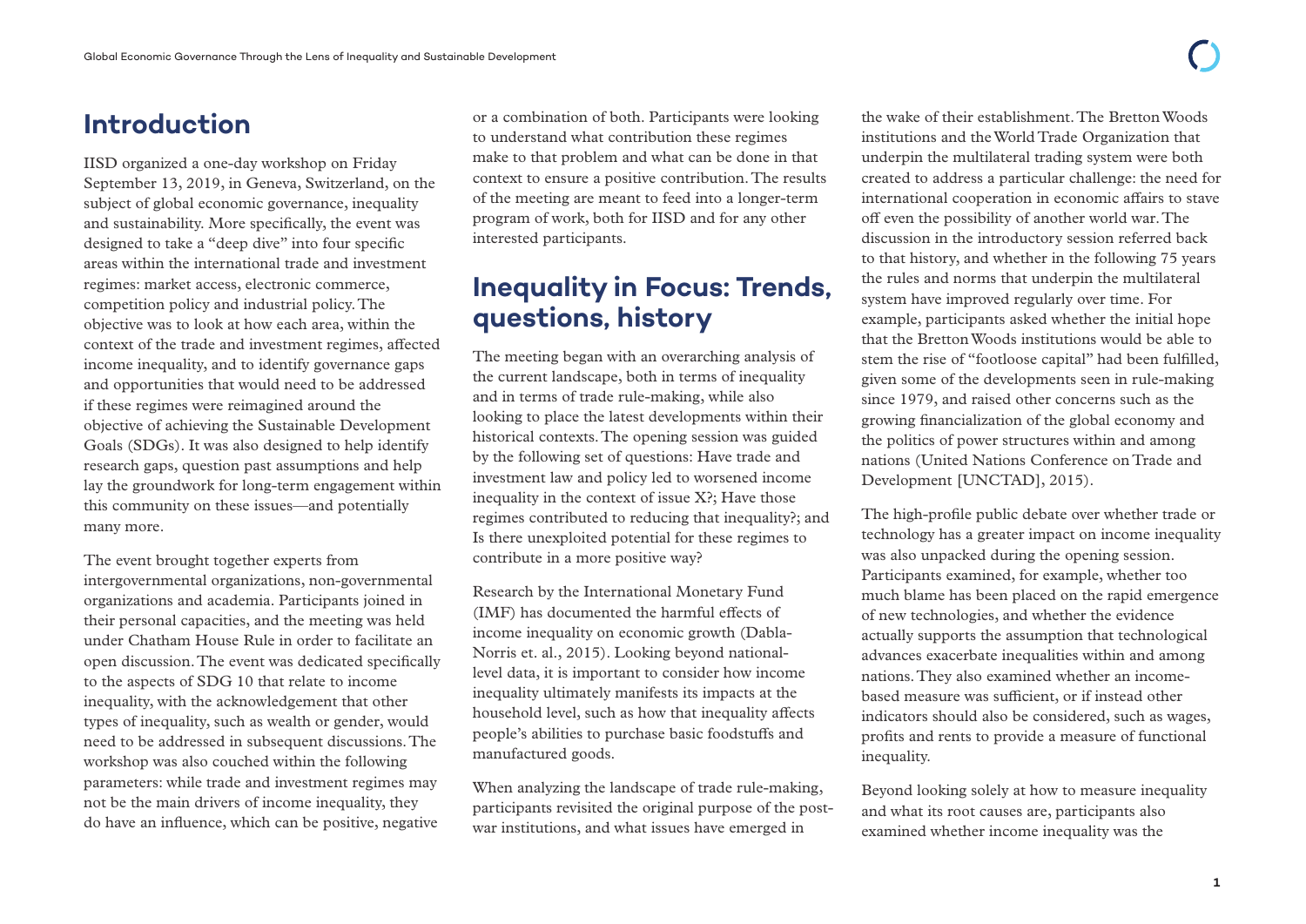## Introduction

IISD organized a one-day workshop on Friday September 13, 2019, in Geneva, Switzerland, on the subject of global economic governance, inequality and sustainability. More specifically, the event was designed to take a "deep dive" into four specific areas within the international trade and investment regimes: market access, electronic commerce, competition policy and industrial policy. The objective was to look at how each area, within the context of the trade and investment regimes, affected income inequality, and to identify governance gaps and opportunities that would need to be addressed if these regimes were reimagined around the objective of achieving the Sustainable Development Goals (SDGs). It was also designed to help identify research gaps, question past assumptions and help lay the groundwork for long-term engagement within this community on these issues—and potentially many more.

The event brought together experts from intergovernmental organizations, non-governmental organizations and academia. Participants joined in their personal capacities, and the meeting was held under Chatham House Rule in order to facilitate an open discussion. The event was dedicated specifically to the aspects of SDG 10 that relate to income inequality, with the acknowledgement that other types of inequality, such as wealth or gender, would need to be addressed in subsequent discussions. The workshop was also couched within the following parameters: while trade and investment regimes may not be the main drivers of income inequality, they do have an influence, which can be positive, negative or a combination of both. Participants were looking to understand what contribution these regimes make to that problem and what can be done in that context to ensure a positive contribution. The results of the meeting are meant to feed into a longer-term program of work, both for IISD and for any other interested participants.

## Inequality in Focus: Trends, questions, history

The meeting began with an overarching analysis of the current landscape, both in terms of inequality and in terms of trade rule-making, while also looking to place the latest developments within their historical contexts. The opening session was guided by the following set of questions: Have trade and investment law and policy led to worsened income inequality in the context of issue X?; Have those regimes contributed to reducing that inequality?; and Is there unexploited potential for these regimes to contribute in a more positive way?

Research by the International Monetary Fund (IMF) has documented the harmful effects of income inequality on economic growth (Dabla-Norris et. al., 2015). Looking beyond national-level data, it is important to consider how income inequality ultimately manifests its impacts at the household level, such as how that inequality affects people's abilities to purchase basic foodstuffs and manufactured goods.

When analyzing the landscape of trade rule-making, participants revisited the original purpose of the post-war institutions, and what issues have emerged in the wake of their establishment. The Bretton Woods institutions and the World Trade Organization that underpin the multilateral trading system were both created to address a particular challenge: the need for international cooperation in economic affairs to stave off even the possibility of another world war. The discussion in the introductory session referred back to that history, and whether in the following 75 years the rules and norms that underpin the multilateral system have improved regularly over time. For example, participants asked whether the initial hope that the Bretton Woods institutions would be able to stem the rise of "footloose capital" had been fulfilled, given some of the developments seen in rule-making since 1979, and raised other concerns such as the growing financialization of the global economy and the politics of power structures within and among nations (United Nations Conference on Trade and Development [UNCTAD], 2015).

The high-profile public debate over whether trade or technology has a greater impact on income inequality was also unpacked during the opening session. Participants examined, for example, whether too much blame has been placed on the rapid emergence of new technologies, and whether the evidence actually supports the assumption that technological advances exacerbate inequalities within and among nations. They also examined whether an income-based measure was sufficient, or if instead other indicators should also be considered, such as wages, profits and rents to provide a measure of functional inequality.

Beyond looking solely at how to measure inequality and what its root causes are, participants also examined whether income inequality was the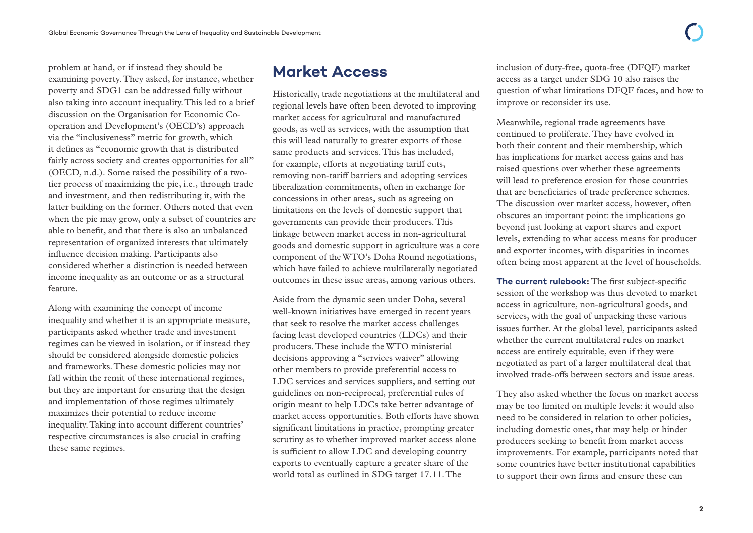problem at hand, or if instead they should be examining poverty. They asked, for instance, whether poverty and SDG1 can be addressed fully without also taking into account inequality. This led to a brief discussion on the Organisation for Economic Co-operation and Development's (OECD's) approach via the "inclusiveness" metric for growth, which it defines as "economic growth that is distributed fairly across society and creates opportunities for all" (OECD, n.d.). Some raised the possibility of a two-tier process of maximizing the pie, i.e., through trade and investment, and then redistributing it, with the latter building on the former. Others noted that even when the pie may grow, only a subset of countries are able to benefit, and that there is also an unbalanced representation of organized interests that ultimately influence decision making. Participants also considered whether a distinction is needed between income inequality as an outcome or as a structural feature.

Along with examining the concept of income inequality and whether it is an appropriate measure, participants asked whether trade and investment regimes can be viewed in isolation, or if instead they should be considered alongside domestic policies and frameworks. These domestic policies may not fall within the remit of these international regimes, but they are important for ensuring that the design and implementation of those regimes ultimately maximizes their potential to reduce income inequality. Taking into account different countries' respective circumstances is also crucial in crafting these same regimes.

## Market Access

Historically, trade negotiations at the multilateral and regional levels have often been devoted to improving market access for agricultural and manufactured goods, as well as services, with the assumption that this will lead naturally to greater exports of those same products and services. This has included, for example, efforts at negotiating tariff cuts, removing non-tariff barriers and adopting services liberalization commitments, often in exchange for concessions in other areas, such as agreeing on limitations on the levels of domestic support that governments can provide their producers. This linkage between market access in non-agricultural goods and domestic support in agriculture was a core component of the WTO's Doha Round negotiations, which have failed to achieve multilaterally negotiated outcomes in these issue areas, among various others.

Aside from the dynamic seen under Doha, several well-known initiatives have emerged in recent years that seek to resolve the market access challenges facing least developed countries (LDCs) and their producers. These include the WTO ministerial decisions approving a "services waiver" allowing other members to provide preferential access to LDC services and services suppliers, and setting out guidelines on non-reciprocal, preferential rules of origin meant to help LDCs take better advantage of market access opportunities. Both efforts have shown significant limitations in practice, prompting greater scrutiny as to whether improved market access alone is sufficient to allow LDC and developing country exports to eventually capture a greater share of the world total as outlined in SDG target 17.11. The inclusion of duty-free, quota-free (DFQF) market access as a target under SDG 10 also raises the question of what limitations DFQF faces, and how to improve or reconsider its use.

Meanwhile, regional trade agreements have continued to proliferate. They have evolved in both their content and their membership, which has implications for market access gains and has raised questions over whether these agreements will lead to preference erosion for those countries that are beneficiaries of trade preference schemes. The discussion over market access, however, often obscures an important point: the implications go beyond just looking at export shares and export levels, extending to what access means for producer and exporter incomes, with disparities in incomes often being most apparent at the level of households.

**The current rulebook:** The first subject-specific session of the workshop was thus devoted to market access in agriculture, non-agricultural goods, and services, with the goal of unpacking these various issues further. At the global level, participants asked whether the current multilateral rules on market access are entirely equitable, even if they were negotiated as part of a larger multilateral deal that involved trade-offs between sectors and issue areas.

They also asked whether the focus on market access may be too limited on multiple levels: it would also need to be considered in relation to other policies, including domestic ones, that may help or hinder producers seeking to benefit from market access improvements. For example, participants noted that some countries have better institutional capabilities to support their own firms and ensure these can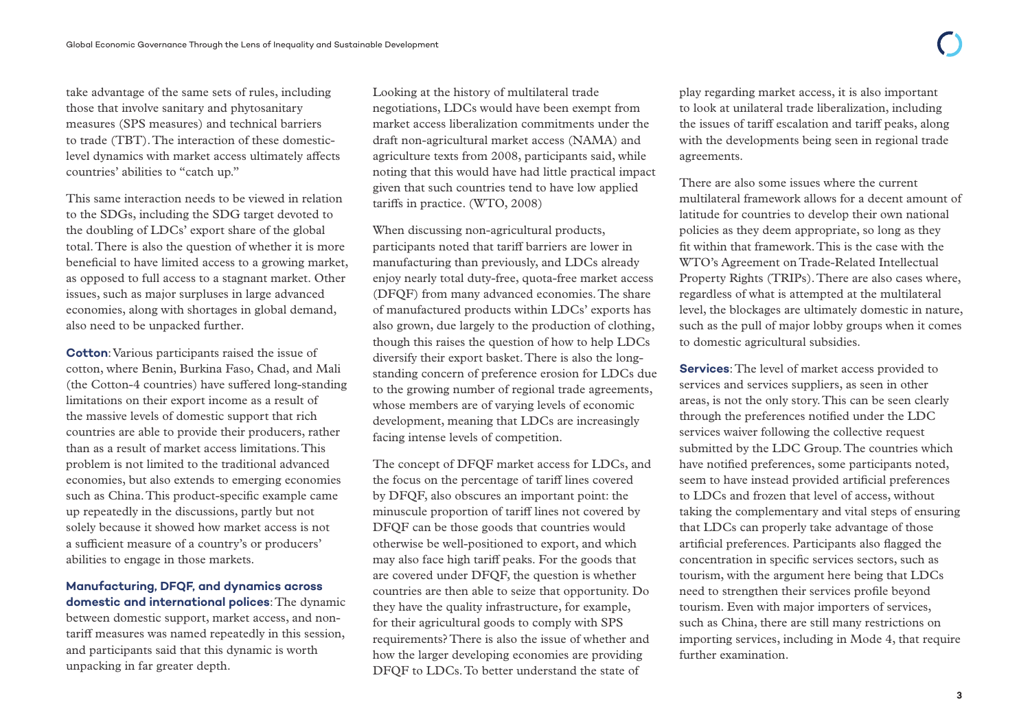take advantage of the same sets of rules, including those that involve sanitary and phytosanitary measures (SPS measures) and technical barriers to trade (TBT). The interaction of these domestic-level dynamics with market access ultimately affects countries' abilities to "catch up."

This same interaction needs to be viewed in relation to the SDGs, including the SDG target devoted to the doubling of LDCs' export share of the global total. There is also the question of whether it is more beneficial to have limited access to a growing market, as opposed to full access to a stagnant market. Other issues, such as major surpluses in large advanced economies, along with shortages in global demand, also need to be unpacked further.

**Cotton**: Various participants raised the issue of cotton, where Benin, Burkina Faso, Chad, and Mali (the Cotton-4 countries) have suffered long-standing limitations on their export income as a result of the massive levels of domestic support that rich countries are able to provide their producers, rather than as a result of market access limitations. This problem is not limited to the traditional advanced economies, but also extends to emerging economies such as China. This product-specific example came up repeatedly in the discussions, partly but not solely because it showed how market access is not a sufficient measure of a country's or producers' abilities to engage in those markets.

**Manufacturing, DFQF, and dynamics across domestic and international polices**: The dynamic between domestic support, market access, and non-tariff measures was named repeatedly in this session, and participants said that this dynamic is worth unpacking in far greater depth.

Looking at the history of multilateral trade negotiations, LDCs would have been exempt from market access liberalization commitments under the draft non-agricultural market access (NAMA) and agriculture texts from 2008, participants said, while noting that this would have had little practical impact given that such countries tend to have low applied tariffs in practice. (WTO, 2008)

When discussing non-agricultural products, participants noted that tariff barriers are lower in manufacturing than previously, and LDCs already enjoy nearly total duty-free, quota-free market access (DFQF) from many advanced economies. The share of manufactured products within LDCs' exports has also grown, due largely to the production of clothing, though this raises the question of how to help LDCs diversify their export basket. There is also the long-standing concern of preference erosion for LDCs due to the growing number of regional trade agreements, whose members are of varying levels of economic development, meaning that LDCs are increasingly facing intense levels of competition.

The concept of DFQF market access for LDCs, and the focus on the percentage of tariff lines covered by DFQF, also obscures an important point: the minuscule proportion of tariff lines not covered by DFQF can be those goods that countries would otherwise be well-positioned to export, and which may also face high tariff peaks. For the goods that are covered under DFQF, the question is whether countries are then able to seize that opportunity. Do they have the quality infrastructure, for example, for their agricultural goods to comply with SPS requirements? There is also the issue of whether and how the larger developing economies are providing DFQF to LDCs. To better understand the state of play regarding market access, it is also important to look at unilateral trade liberalization, including the issues of tariff escalation and tariff peaks, along with the developments being seen in regional trade agreements.

There are also some issues where the current multilateral framework allows for a decent amount of latitude for countries to develop their own national policies as they deem appropriate, so long as they fit within that framework. This is the case with the WTO's Agreement on Trade-Related Intellectual Property Rights (TRIPs). There are also cases where, regardless of what is attempted at the multilateral level, the blockages are ultimately domestic in nature, such as the pull of major lobby groups when it comes to domestic agricultural subsidies.

**Services**: The level of market access provided to services and services suppliers, as seen in other areas, is not the only story. This can be seen clearly through the preferences notified under the LDC services waiver following the collective request submitted by the LDC Group. The countries which have notified preferences, some participants noted, seem to have instead provided artificial preferences to LDCs and frozen that level of access, without taking the complementary and vital steps of ensuring that LDCs can properly take advantage of those artificial preferences. Participants also flagged the concentration in specific services sectors, such as tourism, with the argument here being that LDCs need to strengthen their services profile beyond tourism. Even with major importers of services, such as China, there are still many restrictions on importing services, including in Mode 4, that require further examination.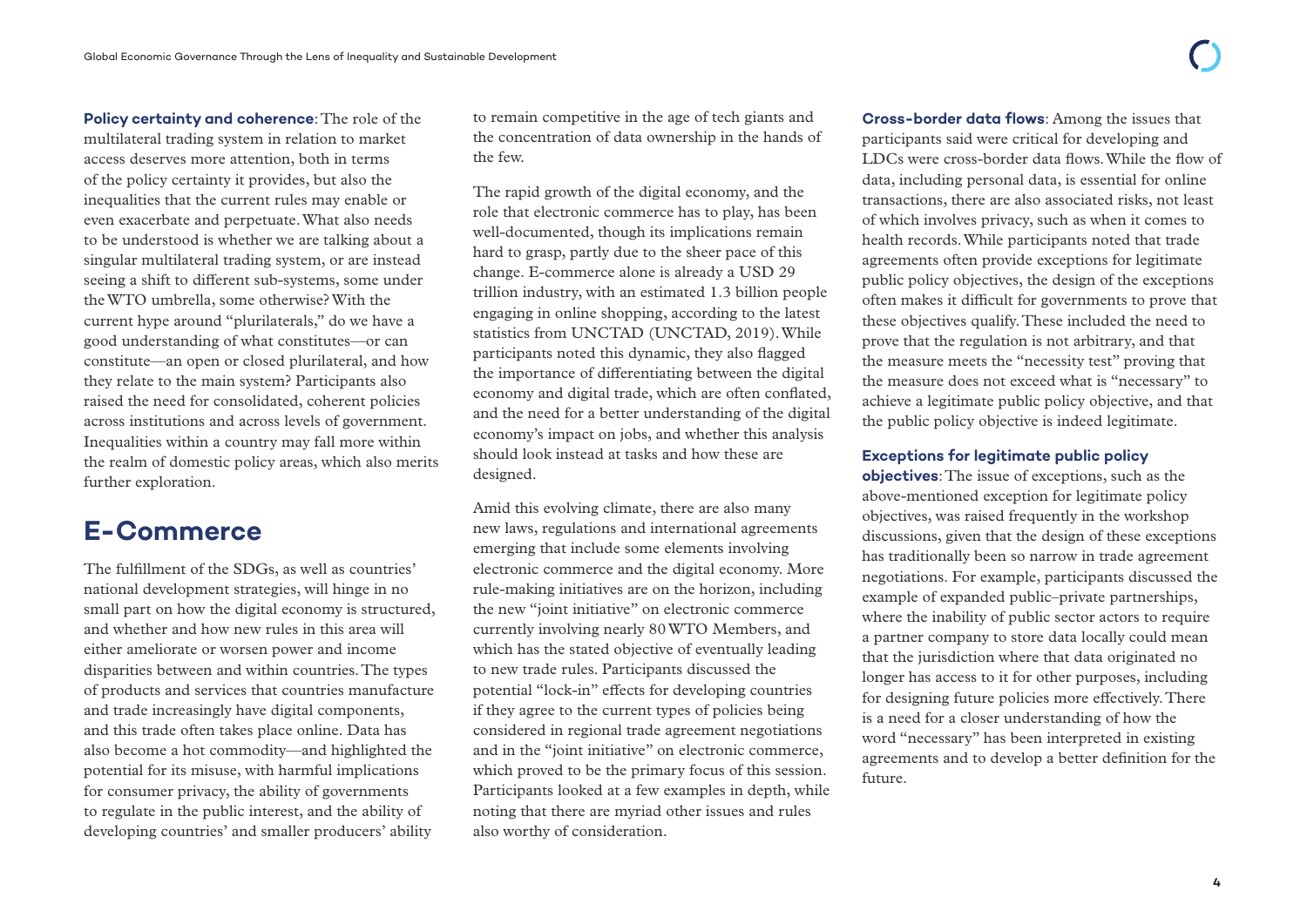**Policy certainty and coherence**: The role of the multilateral trading system in relation to market access deserves more attention, both in terms of the policy certainty it provides, but also the inequalities that the current rules may enable or even exacerbate and perpetuate. What also needs to be understood is whether we are talking about a singular multilateral trading system, or are instead seeing a shift to different sub-systems, some under the WTO umbrella, some otherwise? With the current hype around "plurilaterals," do we have a good understanding of what constitutes—or can constitute—an open or closed plurilateral, and how they relate to the main system? Participants also raised the need for consolidated, coherent policies across institutions and across levels of government. Inequalities within a country may fall more within the realm of domestic policy areas, which also merits further exploration.

## E-Commerce

The fulfillment of the SDGs, as well as countries' national development strategies, will hinge in no small part on how the digital economy is structured, and whether and how new rules in this area will either ameliorate or worsen power and income disparities between and within countries. The types of products and services that countries manufacture and trade increasingly have digital components, and this trade often takes place online. Data has also become a hot commodity—and highlighted the potential for its misuse, with harmful implications for consumer privacy, the ability of governments to regulate in the public interest, and the ability of developing countries' and smaller producers' ability to remain competitive in the age of tech giants and the concentration of data ownership in the hands of the few.

The rapid growth of the digital economy, and the role that electronic commerce has to play, has been well-documented, though its implications remain hard to grasp, partly due to the sheer pace of this change. E-commerce alone is already a USD 29 trillion industry, with an estimated 1.3 billion people engaging in online shopping, according to the latest statistics from UNCTAD (UNCTAD, 2019). While participants noted this dynamic, they also flagged the importance of differentiating between the digital economy and digital trade, which are often conflated, and the need for a better understanding of the digital economy's impact on jobs, and whether this analysis should look instead at tasks and how these are designed.

Amid this evolving climate, there are also many new laws, regulations and international agreements emerging that include some elements involving electronic commerce and the digital economy. More rule-making initiatives are on the horizon, including the new "joint initiative" on electronic commerce currently involving nearly 80 WTO Members, and which has the stated objective of eventually leading to new trade rules. Participants discussed the potential "lock-in" effects for developing countries if they agree to the current types of policies being considered in regional trade agreement negotiations and in the "joint initiative" on electronic commerce, which proved to be the primary focus of this session. Participants looked at a few examples in depth, while noting that there are myriad other issues and rules also worthy of consideration.

**Cross-border data flows**: Among the issues that participants said were critical for developing and LDCs were cross-border data flows. While the flow of data, including personal data, is essential for online transactions, there are also associated risks, not least of which involves privacy, such as when it comes to health records. While participants noted that trade agreements often provide exceptions for legitimate public policy objectives, the design of the exceptions often makes it difficult for governments to prove that these objectives qualify. These included the need to prove that the regulation is not arbitrary, and that the measure meets the "necessity test" proving that the measure does not exceed what is "necessary" to achieve a legitimate public policy objective, and that the public policy objective is indeed legitimate.

**Exceptions for legitimate public policy objectives**: The issue of exceptions, such as the above-mentioned exception for legitimate policy objectives, was raised frequently in the workshop discussions, given that the design of these exceptions has traditionally been so narrow in trade agreement negotiations. For example, participants discussed the example of expanded public–private partnerships, where the inability of public sector actors to require a partner company to store data locally could mean that the jurisdiction where that data originated no longer has access to it for other purposes, including for designing future policies more effectively. There is a need for a closer understanding of how the word "necessary" has been interpreted in existing agreements and to develop a better definition for the future.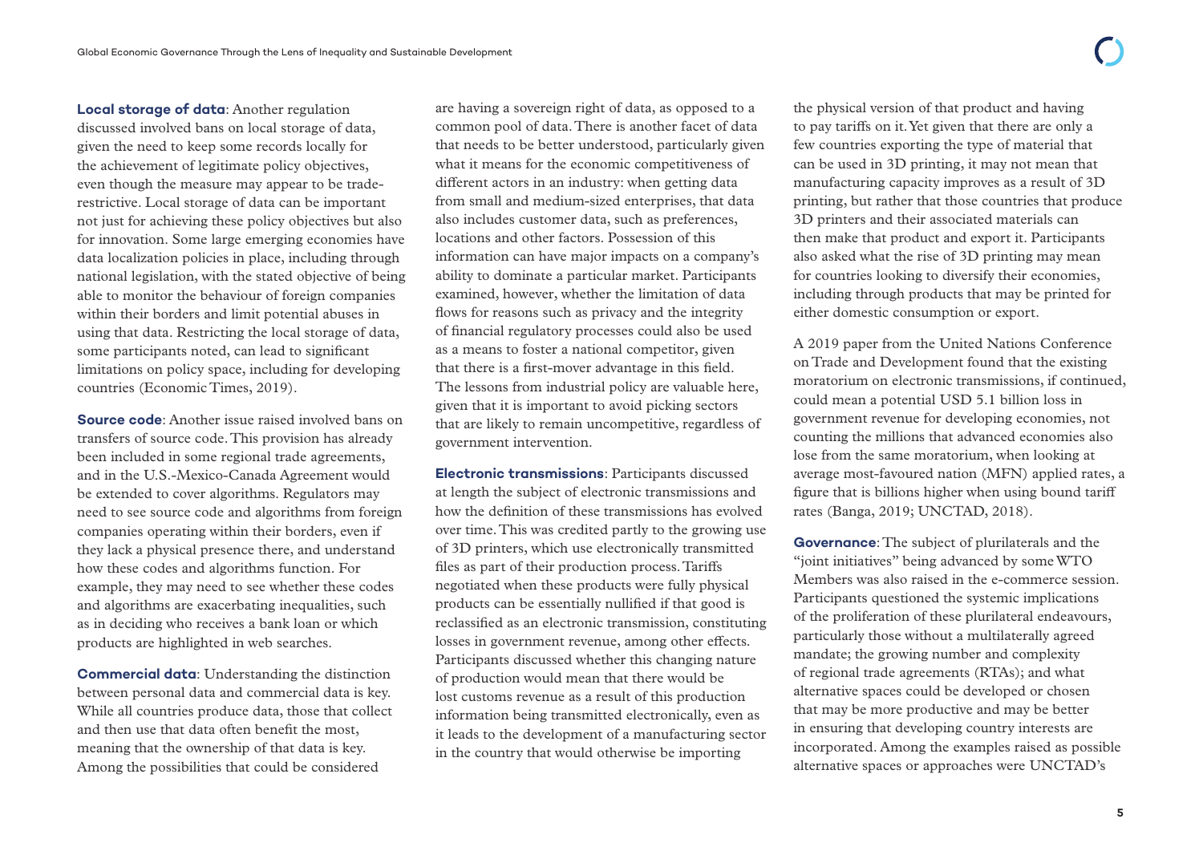**Local storage of data**: Another regulation discussed involved bans on local storage of data, given the need to keep some records locally for the achievement of legitimate policy objectives, even though the measure may appear to be trade-restrictive. Local storage of data can be important not just for achieving these policy objectives but also for innovation. Some large emerging economies have data localization policies in place, including through national legislation, with the stated objective of being able to monitor the behaviour of foreign companies within their borders and limit potential abuses in using that data. Restricting the local storage of data, some participants noted, can lead to significant limitations on policy space, including for developing countries (Economic Times, 2019).

**Source code**: Another issue raised involved bans on transfers of source code. This provision has already been included in some regional trade agreements, and in the U.S.-Mexico-Canada Agreement would be extended to cover algorithms. Regulators may need to see source code and algorithms from foreign companies operating within their borders, even if they lack a physical presence there, and understand how these codes and algorithms function. For example, they may need to see whether these codes and algorithms are exacerbating inequalities, such as in deciding who receives a bank loan or which products are highlighted in web searches.

**Commercial data**: Understanding the distinction between personal data and commercial data is key. While all countries produce data, those that collect and then use that data often benefit the most, meaning that the ownership of that data is key. Among the possibilities that could be considered are having a sovereign right of data, as opposed to a common pool of data. There is another facet of data that needs to be better understood, particularly given what it means for the economic competitiveness of different actors in an industry: when getting data from small and medium-sized enterprises, that data also includes customer data, such as preferences, locations and other factors. Possession of this information can have major impacts on a company's ability to dominate a particular market. Participants examined, however, whether the limitation of data flows for reasons such as privacy and the integrity of financial regulatory processes could also be used as a means to foster a national competitor, given that there is a first-mover advantage in this field. The lessons from industrial policy are valuable here, given that it is important to avoid picking sectors that are likely to remain uncompetitive, regardless of government intervention.

**Electronic transmissions**: Participants discussed at length the subject of electronic transmissions and how the definition of these transmissions has evolved over time. This was credited partly to the growing use of 3D printers, which use electronically transmitted files as part of their production process. Tariffs negotiated when these products were fully physical products can be essentially nullified if that good is reclassified as an electronic transmission, constituting losses in government revenue, among other effects. Participants discussed whether this changing nature of production would mean that there would be lost customs revenue as a result of this production information being transmitted electronically, even as it leads to the development of a manufacturing sector in the country that would otherwise be importing the physical version of that product and having to pay tariffs on it. Yet given that there are only a few countries exporting the type of material that can be used in 3D printing, it may not mean that manufacturing capacity improves as a result of 3D printing, but rather that those countries that produce 3D printers and their associated materials can then make that product and export it. Participants also asked what the rise of 3D printing may mean for countries looking to diversify their economies, including through products that may be printed for either domestic consumption or export.

A 2019 paper from the United Nations Conference on Trade and Development found that the existing moratorium on electronic transmissions, if continued, could mean a potential USD 5.1 billion loss in government revenue for developing economies, not counting the millions that advanced economies also lose from the same moratorium, when looking at average most-favoured nation (MFN) applied rates, a figure that is billions higher when using bound tariff rates (Banga, 2019; UNCTAD, 2018).

**Governance**: The subject of plurilaterals and the "joint initiatives" being advanced by some WTO Members was also raised in the e-commerce session. Participants questioned the systemic implications of the proliferation of these plurilateral endeavours, particularly those without a multilaterally agreed mandate; the growing number and complexity of regional trade agreements (RTAs); and what alternative spaces could be developed or chosen that may be more productive and may be better in ensuring that developing country interests are incorporated. Among the examples raised as possible alternative spaces or approaches were UNCTAD's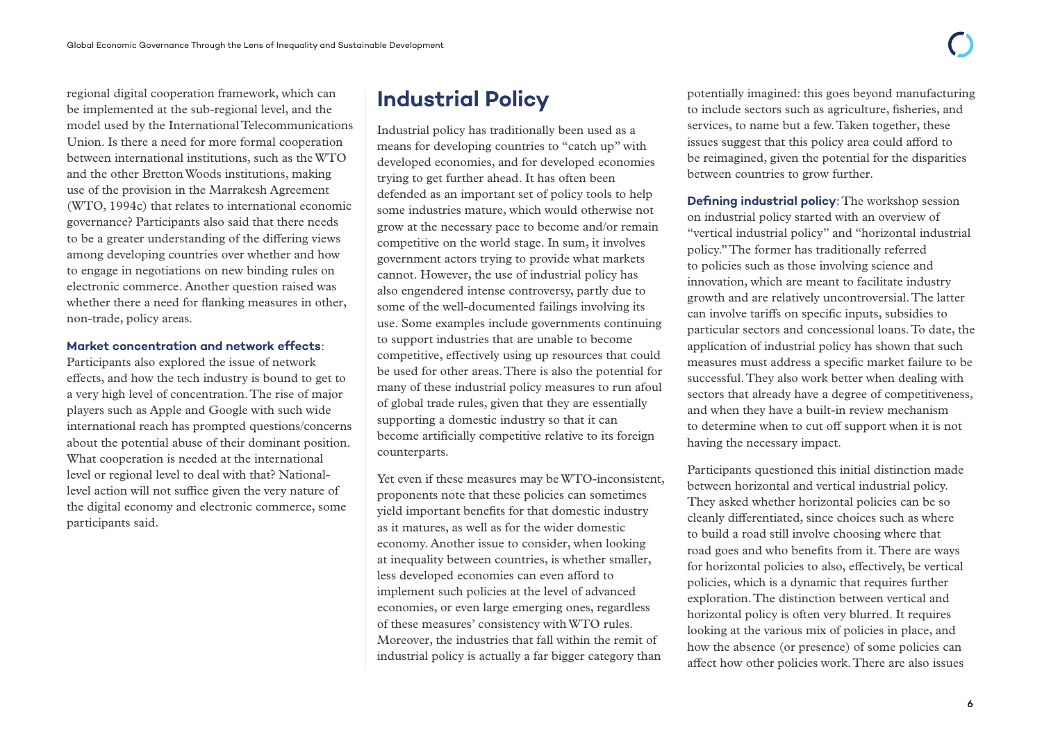regional digital cooperation framework, which can be implemented at the sub-regional level, and the model used by the International Telecommunications Union. Is there a need for more formal cooperation between international institutions, such as the WTO and the other Bretton Woods institutions, making use of the provision in the Marrakesh Agreement (WTO, 1994c) that relates to international economic governance? Participants also said that there needs to be a greater understanding of the differing views among developing countries over whether and how to engage in negotiations on new binding rules on electronic commerce. Another question raised was whether there a need for flanking measures in other, non-trade, policy areas.

**Market concentration and network effects**: Participants also explored the issue of network effects, and how the tech industry is bound to get to a very high level of concentration. The rise of major players such as Apple and Google with such wide international reach has prompted questions/concerns about the potential abuse of their dominant position. What cooperation is needed at the international level or regional level to deal with that? National-level action will not suffice given the very nature of the digital economy and electronic commerce, some participants said.

## Industrial Policy

Industrial policy has traditionally been used as a means for developing countries to "catch up" with developed economies, and for developed economies trying to get further ahead. It has often been defended as an important set of policy tools to help some industries mature, which would otherwise not grow at the necessary pace to become and/or remain competitive on the world stage. In sum, it involves government actors trying to provide what markets cannot. However, the use of industrial policy has also engendered intense controversy, partly due to some of the well-documented failings involving its use. Some examples include governments continuing to support industries that are unable to become competitive, effectively using up resources that could be used for other areas. There is also the potential for many of these industrial policy measures to run afoul of global trade rules, given that they are essentially supporting a domestic industry so that it can become artificially competitive relative to its foreign counterparts.

Yet even if these measures may be WTO-inconsistent, proponents note that these policies can sometimes yield important benefits for that domestic industry as it matures, as well as for the wider domestic economy. Another issue to consider, when looking at inequality between countries, is whether smaller, less developed economies can even afford to implement such policies at the level of advanced economies, or even large emerging ones, regardless of these measures' consistency with WTO rules. Moreover, the industries that fall within the remit of industrial policy is actually a far bigger category than potentially imagined: this goes beyond manufacturing to include sectors such as agriculture, fisheries, and services, to name but a few. Taken together, these issues suggest that this policy area could afford to be reimagined, given the potential for the disparities between countries to grow further.

**Defining industrial policy**: The workshop session on industrial policy started with an overview of "vertical industrial policy" and "horizontal industrial policy." The former has traditionally referred to policies such as those involving science and innovation, which are meant to facilitate industry growth and are relatively uncontroversial. The latter can involve tariffs on specific inputs, subsidies to particular sectors and concessional loans. To date, the application of industrial policy has shown that such measures must address a specific market failure to be successful. They also work better when dealing with sectors that already have a degree of competitiveness, and when they have a built-in review mechanism to determine when to cut off support when it is not having the necessary impact.

Participants questioned this initial distinction made between horizontal and vertical industrial policy. They asked whether horizontal policies can be so cleanly differentiated, since choices such as where to build a road still involve choosing where that road goes and who benefits from it. There are ways for horizontal policies to also, effectively, be vertical policies, which is a dynamic that requires further exploration. The distinction between vertical and horizontal policy is often very blurred. It requires looking at the various mix of policies in place, and how the absence (or presence) of some policies can affect how other policies work. There are also issues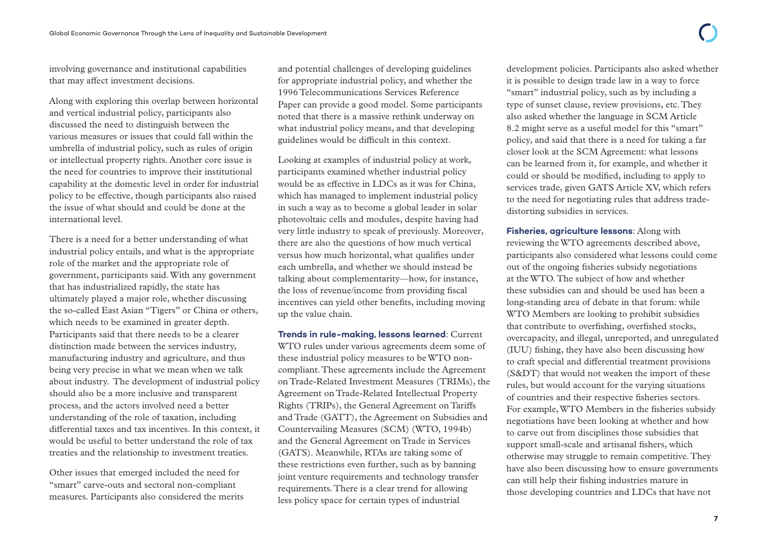involving governance and institutional capabilities that may affect investment decisions.

Along with exploring this overlap between horizontal and vertical industrial policy, participants also discussed the need to distinguish between the various measures or issues that could fall within the umbrella of industrial policy, such as rules of origin or intellectual property rights. Another core issue is the need for countries to improve their institutional capability at the domestic level in order for industrial policy to be effective, though participants also raised the issue of what should and could be done at the international level.

There is a need for a better understanding of what industrial policy entails, and what is the appropriate role of the market and the appropriate role of government, participants said. With any government that has industrialized rapidly, the state has ultimately played a major role, whether discussing the so-called East Asian "Tigers" or China or others, which needs to be examined in greater depth. Participants said that there needs to be a clearer distinction made between the services industry, manufacturing industry and agriculture, and thus being very precise in what we mean when we talk about industry. The development of industrial policy should also be a more inclusive and transparent process, and the actors involved need a better understanding of the role of taxation, including differential taxes and tax incentives. In this context, it would be useful to better understand the role of tax treaties and the relationship to investment treaties.

Other issues that emerged included the need for "smart" carve-outs and sectoral non-compliant measures. Participants also considered the merits and potential challenges of developing guidelines for appropriate industrial policy, and whether the 1996 Telecommunications Services Reference Paper can provide a good model. Some participants noted that there is a massive rethink underway on what industrial policy means, and that developing guidelines would be difficult in this context.

Looking at examples of industrial policy at work, participants examined whether industrial policy would be as effective in LDCs as it was for China, which has managed to implement industrial policy in such a way as to become a global leader in solar photovoltaic cells and modules, despite having had very little industry to speak of previously. Moreover, there are also the questions of how much vertical versus how much horizontal, what qualifies under each umbrella, and whether we should instead be talking about complementarity—how, for instance, the loss of revenue/income from providing fiscal incentives can yield other benefits, including moving up the value chain.

**Trends in rule-making, lessons learned**: Current WTO rules under various agreements deem some of these industrial policy measures to be WTO non-compliant. These agreements include the Agreement on Trade-Related Investment Measures (TRIMs), the Agreement on Trade-Related Intellectual Property Rights (TRIPs), the General Agreement on Tariffs and Trade (GATT), the Agreement on Subsidies and Countervailing Measures (SCM) (WTO, 1994b) and the General Agreement on Trade in Services (GATS). Meanwhile, RTAs are taking some of these restrictions even further, such as by banning joint venture requirements and technology transfer requirements. There is a clear trend for allowing less policy space for certain types of industrial development policies. Participants also asked whether it is possible to design trade law in a way to force "smart" industrial policy, such as by including a type of sunset clause, review provisions, etc. They also asked whether the language in SCM Article 8.2 might serve as a useful model for this "smart" policy, and said that there is a need for taking a far closer look at the SCM Agreement: what lessons can be learned from it, for example, and whether it could or should be modified, including to apply to services trade, given GATS Article XV, which refers to the need for negotiating rules that address trade-distorting subsidies in services.

**Fisheries, agriculture lessons**: Along with reviewing the WTO agreements described above, participants also considered what lessons could come out of the ongoing fisheries subsidy negotiations at the WTO. The subject of how and whether these subsidies can and should be used has been a long-standing area of debate in that forum: while WTO Members are looking to prohibit subsidies that contribute to overfishing, overfished stocks, overcapacity, and illegal, unreported, and unregulated (IUU) fishing, they have also been discussing how to craft special and differential treatment provisions (S&DT) that would not weaken the import of these rules, but would account for the varying situations of countries and their respective fisheries sectors. For example, WTO Members in the fisheries subsidy negotiations have been looking at whether and how to carve out from disciplines those subsidies that support small-scale and artisanal fishers, which otherwise may struggle to remain competitive. They have also been discussing how to ensure governments can still help their fishing industries mature in those developing countries and LDCs that have not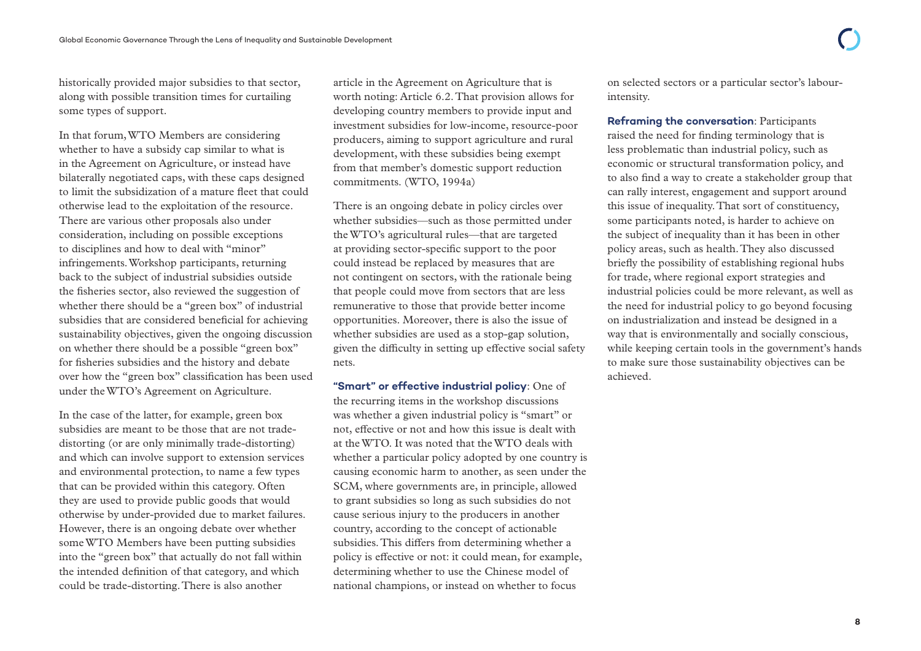historically provided major subsidies to that sector, along with possible transition times for curtailing some types of support.

In that forum, WTO Members are considering whether to have a subsidy cap similar to what is in the Agreement on Agriculture, or instead have bilaterally negotiated caps, with these caps designed to limit the subsidization of a mature fleet that could otherwise lead to the exploitation of the resource. There are various other proposals also under consideration, including on possible exceptions to disciplines and how to deal with "minor" infringements. Workshop participants, returning back to the subject of industrial subsidies outside the fisheries sector, also reviewed the suggestion of whether there should be a "green box" of industrial subsidies that are considered beneficial for achieving sustainability objectives, given the ongoing discussion on whether there should be a possible "green box" for fisheries subsidies and the history and debate over how the "green box" classification has been used under the WTO's Agreement on Agriculture.

In the case of the latter, for example, green box subsidies are meant to be those that are not trade-distorting (or are only minimally trade-distorting) and which can involve support to extension services and environmental protection, to name a few types that can be provided within this category. Often they are used to provide public goods that would otherwise by under-provided due to market failures. However, there is an ongoing debate over whether some WTO Members have been putting subsidies into the "green box" that actually do not fall within the intended definition of that category, and which could be trade-distorting. There is also another article in the Agreement on Agriculture that is worth noting: Article 6.2. That provision allows for developing country members to provide input and investment subsidies for low-income, resource-poor producers, aiming to support agriculture and rural development, with these subsidies being exempt from that member's domestic support reduction commitments. (WTO, 1994a)

There is an ongoing debate in policy circles over whether subsidies—such as those permitted under the WTO's agricultural rules—that are targeted at providing sector-specific support to the poor could instead be replaced by measures that are not contingent on sectors, with the rationale being that people could move from sectors that are less remunerative to those that provide better income opportunities. Moreover, there is also the issue of whether subsidies are used as a stop-gap solution, given the difficulty in setting up effective social safety nets.

**"Smart" or effective industrial policy**: One of the recurring items in the workshop discussions was whether a given industrial policy is "smart" or not, effective or not and how this issue is dealt with at the WTO. It was noted that the WTO deals with whether a particular policy adopted by one country is causing economic harm to another, as seen under the SCM, where governments are, in principle, allowed to grant subsidies so long as such subsidies do not cause serious injury to the producers in another country, according to the concept of actionable subsidies. This differs from determining whether a policy is effective or not: it could mean, for example, determining whether to use the Chinese model of national champions, or instead on whether to focus on selected sectors or a particular sector's labour-intensity.

**Reframing the conversation**: Participants raised the need for finding terminology that is less problematic than industrial policy, such as economic or structural transformation policy, and to also find a way to create a stakeholder group that can rally interest, engagement and support around this issue of inequality. That sort of constituency, some participants noted, is harder to achieve on the subject of inequality than it has been in other policy areas, such as health. They also discussed briefly the possibility of establishing regional hubs for trade, where regional export strategies and industrial policies could be more relevant, as well as the need for industrial policy to go beyond focusing on industrialization and instead be designed in a way that is environmentally and socially conscious, while keeping certain tools in the government's hands to make sure those sustainability objectives can be achieved.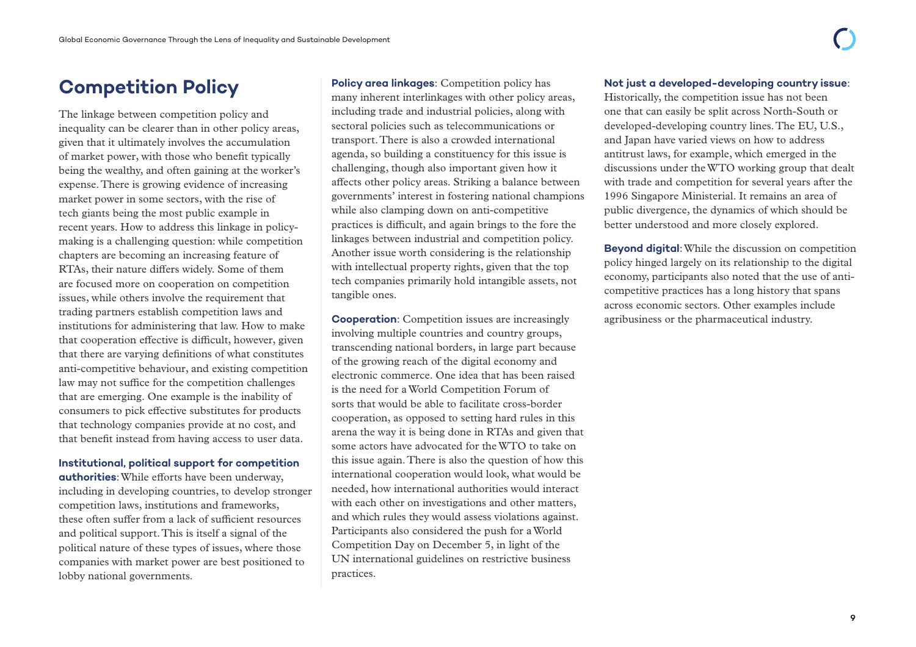## Competition Policy

The linkage between competition policy and inequality can be clearer than in other policy areas, given that it ultimately involves the accumulation of market power, with those who benefit typically being the wealthy, and often gaining at the worker's expense. There is growing evidence of increasing market power in some sectors, with the rise of tech giants being the most public example in recent years. How to address this linkage in policy-making is a challenging question: while competition chapters are becoming an increasing feature of RTAs, their nature differs widely. Some of them are focused more on cooperation on competition issues, while others involve the requirement that trading partners establish competition laws and institutions for administering that law. How to make that cooperation effective is difficult, however, given that there are varying definitions of what constitutes anti-competitive behaviour, and existing competition law may not suffice for the competition challenges that are emerging. One example is the inability of consumers to pick effective substitutes for products that technology companies provide at no cost, and that benefit instead from having access to user data.

**Institutional, political support for competition authorities**: While efforts have been underway, including in developing countries, to develop stronger competition laws, institutions and frameworks, these often suffer from a lack of sufficient resources and political support. This is itself a signal of the political nature of these types of issues, where those companies with market power are best positioned to lobby national governments.

**Policy area linkages**: Competition policy has many inherent interlinkages with other policy areas, including trade and industrial policies, along with sectoral policies such as telecommunications or transport. There is also a crowded international agenda, so building a constituency for this issue is challenging, though also important given how it affects other policy areas. Striking a balance between governments' interest in fostering national champions while also clamping down on anti-competitive practices is difficult, and again brings to the fore the linkages between industrial and competition policy. Another issue worth considering is the relationship with intellectual property rights, given that the top tech companies primarily hold intangible assets, not tangible ones.

**Cooperation**: Competition issues are increasingly involving multiple countries and country groups, transcending national borders, in large part because of the growing reach of the digital economy and electronic commerce. One idea that has been raised is the need for a World Competition Forum of sorts that would be able to facilitate cross-border cooperation, as opposed to setting hard rules in this arena the way it is being done in RTAs and given that some actors have advocated for the WTO to take on this issue again. There is also the question of how this international cooperation would look, what would be needed, how international authorities would interact with each other on investigations and other matters, and which rules they would assess violations against. Participants also considered the push for a World Competition Day on December 5, in light of the UN international guidelines on restrictive business practices.

**Not just a developed-developing country issue**: Historically, the competition issue has not been one that can easily be split across North-South or developed-developing country lines. The EU, U.S., and Japan have varied views on how to address antitrust laws, for example, which emerged in the discussions under the WTO working group that dealt with trade and competition for several years after the 1996 Singapore Ministerial. It remains an area of public divergence, the dynamics of which should be better understood and more closely explored.

**Beyond digital**: While the discussion on competition policy hinged largely on its relationship to the digital economy, participants also noted that the use of anti-competitive practices has a long history that spans across economic sectors. Other examples include agribusiness or the pharmaceutical industry.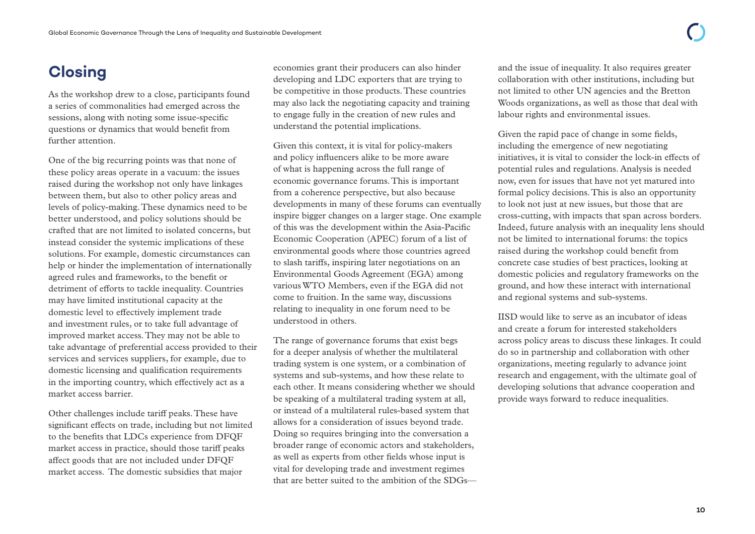## Closing

As the workshop drew to a close, participants found a series of commonalities had emerged across the sessions, along with noting some issue-specific questions or dynamics that would benefit from further attention.

One of the big recurring points was that none of these policy areas operate in a vacuum: the issues raised during the workshop not only have linkages between them, but also to other policy areas and levels of policy-making. These dynamics need to be better understood, and policy solutions should be crafted that are not limited to isolated concerns, but instead consider the systemic implications of these solutions. For example, domestic circumstances can help or hinder the implementation of internationally agreed rules and frameworks, to the benefit or detriment of efforts to tackle inequality. Countries may have limited institutional capacity at the domestic level to effectively implement trade and investment rules, or to take full advantage of improved market access. They may not be able to take advantage of preferential access provided to their services and services suppliers, for example, due to domestic licensing and qualification requirements in the importing country, which effectively act as a market access barrier.

Other challenges include tariff peaks. These have significant effects on trade, including but not limited to the benefits that LDCs experience from DFQF market access in practice, should those tariff peaks affect goods that are not included under DFQF market access. The domestic subsidies that major economies grant their producers can also hinder developing and LDC exporters that are trying to be competitive in those products. These countries may also lack the negotiating capacity and training to engage fully in the creation of new rules and understand the potential implications.

Given this context, it is vital for policy-makers and policy influencers alike to be more aware of what is happening across the full range of economic governance forums. This is important from a coherence perspective, but also because developments in many of these forums can eventually inspire bigger changes on a larger stage. One example of this was the development within the Asia-Pacific Economic Cooperation (APEC) forum of a list of environmental goods where those countries agreed to slash tariffs, inspiring later negotiations on an Environmental Goods Agreement (EGA) among various WTO Members, even if the EGA did not come to fruition. In the same way, discussions relating to inequality in one forum need to be understood in others.

The range of governance forums that exist begs for a deeper analysis of whether the multilateral trading system is one system, or a combination of systems and sub-systems, and how these relate to each other. It means considering whether we should be speaking of a multilateral trading system at all, or instead of a multilateral rules-based system that allows for a consideration of issues beyond trade. Doing so requires bringing into the conversation a broader range of economic actors and stakeholders, as well as experts from other fields whose input is vital for developing trade and investment regimes that are better suited to the ambition of the SDGs—and the issue of inequality. It also requires greater collaboration with other institutions, including but not limited to other UN agencies and the Bretton Woods organizations, as well as those that deal with labour rights and environmental issues.

Given the rapid pace of change in some fields, including the emergence of new negotiating initiatives, it is vital to consider the lock-in effects of potential rules and regulations. Analysis is needed now, even for issues that have not yet matured into formal policy decisions. This is also an opportunity to look not just at new issues, but those that are cross-cutting, with impacts that span across borders. Indeed, future analysis with an inequality lens should not be limited to international forums: the topics raised during the workshop could benefit from concrete case studies of best practices, looking at domestic policies and regulatory frameworks on the ground, and how these interact with international and regional systems and sub-systems.

IISD would like to serve as an incubator of ideas and create a forum for interested stakeholders across policy areas to discuss these linkages. It could do so in partnership and collaboration with other organizations, meeting regularly to advance joint research and engagement, with the ultimate goal of developing solutions that advance cooperation and provide ways forward to reduce inequalities.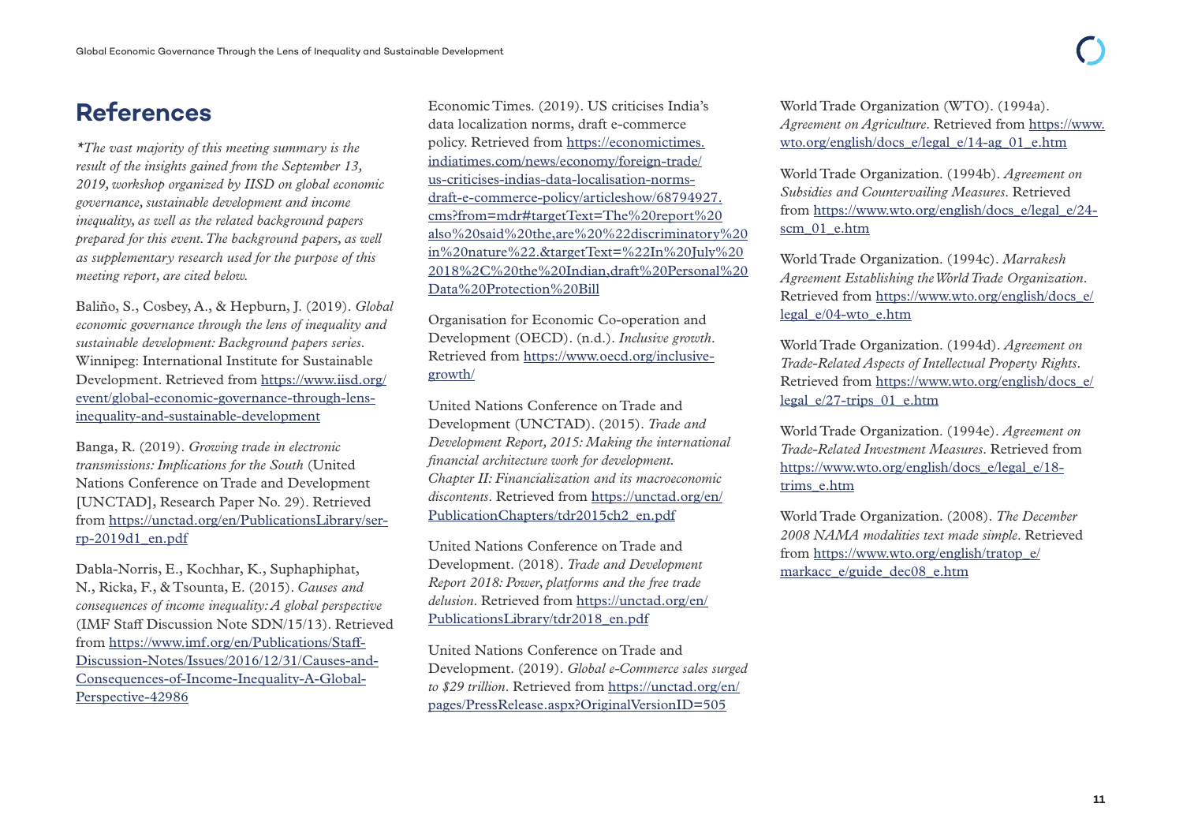# References

*\*The vast majority of this meeting summary is the result of the insights gained from the September 13, 2019, workshop organized by IISD on global economic governance, sustainable development and income inequality, as well as the related background papers prepared for this event. The background papers, as well as supplementary research used for the purpose of this meeting report, are cited below.*

Baliño, S., Cosbey, A., & Hepburn, J. (2019). *Global economic governance through the lens of inequality and sustainable development: Background papers series*. Winnipeg: International Institute for Sustainable Development. Retrieved from https://www.iisd.org/event/global-economic-governance-through-lens-inequality-and-sustainable-development

Banga, R. (2019). *Growing trade in electronic transmissions: Implications for the South* (United Nations Conference on Trade and Development [UNCTAD], Research Paper No. 29). Retrieved from https://unctad.org/en/PublicationsLibrary/ser-rp-2019d1_en.pdf

Dabla-Norris, E., Kochhar, K., Suphaphiphat, N., Ricka, F., & Tsounta, E. (2015). *Causes and consequences of income inequality: A global perspective* (IMF Staff Discussion Note SDN/15/13). Retrieved from https://www.imf.org/en/Publications/Staff-Discussion-Notes/Issues/2016/12/31/Causes-and-Consequences-of-Income-Inequality-A-Global-Perspective-42986

Economic Times. (2019). US criticises India's data localization norms, draft e-commerce policy. Retrieved from https://economictimes.indiatimes.com/news/economy/foreign-trade/us-criticises-indias-data-localisation-norms-draft-e-commerce-policy/articleshow/68794927.cms?from=mdr#targetText=The%20report%20also%20said%20the,are%20%22discriminatory%20in%20nature%22.&targetText=%22In%20July%202018%2C%20the%20Indian,draft%20Personal%20Data%20Protection%20Bill

Organisation for Economic Co-operation and Development (OECD). (n.d.). *Inclusive growth*. Retrieved from https://www.oecd.org/inclusive-growth/

United Nations Conference on Trade and Development (UNCTAD). (2015). *Trade and Development Report, 2015: Making the international financial architecture work for development. Chapter II: Financialization and its macroeconomic discontents*. Retrieved from https://unctad.org/en/PublicationChapters/tdr2015ch2_en.pdf

United Nations Conference on Trade and Development. (2018). *Trade and Development Report 2018: Power, platforms and the free trade delusion*. Retrieved from https://unctad.org/en/PublicationsLibrary/tdr2018_en.pdf

United Nations Conference on Trade and Development. (2019). *Global e-Commerce sales surged to $29 trillion*. Retrieved from https://unctad.org/en/pages/PressRelease.aspx?OriginalVersionID=505

World Trade Organization (WTO). (1994a). *Agreement on Agriculture*. Retrieved from https://www.wto.org/english/docs_e/legal_e/14-ag_01_e.htm

World Trade Organization. (1994b). *Agreement on Subsidies and Countervailing Measures*. Retrieved from https://www.wto.org/english/docs_e/legal_e/24-scm_01_e.htm

World Trade Organization. (1994c). *Marrakesh Agreement Establishing the World Trade Organization*. Retrieved from https://www.wto.org/english/docs_e/legal_e/04-wto_e.htm

World Trade Organization. (1994d). *Agreement on Trade-Related Aspects of Intellectual Property Rights*. Retrieved from https://www.wto.org/english/docs_e/legal_e/27-trips_01_e.htm

World Trade Organization. (1994e). *Agreement on Trade-Related Investment Measures*. Retrieved from https://www.wto.org/english/docs_e/legal_e/18-trims_e.htm

World Trade Organization. (2008). *The December 2008 NAMA modalities text made simple*. Retrieved from https://www.wto.org/english/tratop_e/markacc_e/guide_dec08_e.htm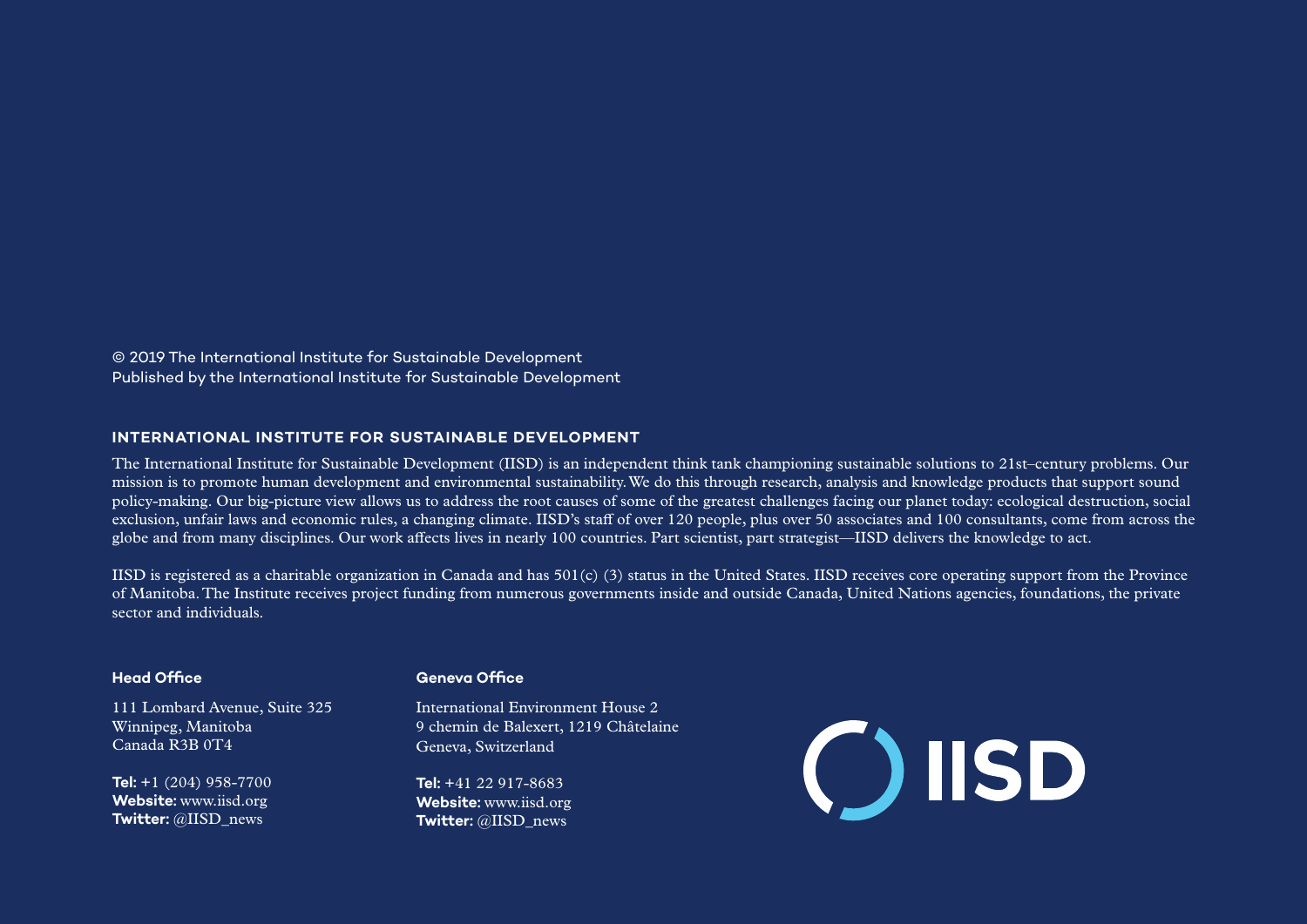© 2019 The International Institute for Sustainable Development
Published by the International Institute for Sustainable Development

## INTERNATIONAL INSTITUTE FOR SUSTAINABLE DEVELOPMENT

The International Institute for Sustainable Development (IISD) is an independent think tank championing sustainable solutions to 21st–century problems. Our mission is to promote human development and environmental sustainability. We do this through research, analysis and knowledge products that support sound policy-making. Our big-picture view allows us to address the root causes of some of the greatest challenges facing our planet today: ecological destruction, social exclusion, unfair laws and economic rules, a changing climate. IISD's staff of over 120 people, plus over 50 associates and 100 consultants, come from across the globe and from many disciplines. Our work affects lives in nearly 100 countries. Part scientist, part strategist—IISD delivers the knowledge to act.

IISD is registered as a charitable organization in Canada and has 501(c) (3) status in the United States. IISD receives core operating support from the Province of Manitoba. The Institute receives project funding from numerous governments inside and outside Canada, United Nations agencies, foundations, the private sector and individuals.

**Head Office**

111 Lombard Avenue, Suite 325
Winnipeg, Manitoba
Canada R3B 0T4

**Tel:** +1 (204) 958-7700
**Website:** www.iisd.org
**Twitter:** @IISD_news

**Geneva Office**

International Environment House 2
9 chemin de Balexert, 1219 Châtelaine
Geneva, Switzerland

**Tel:** +41 22 917-8683
**Website:** www.iisd.org
**Twitter:** @IISD_news

IISD